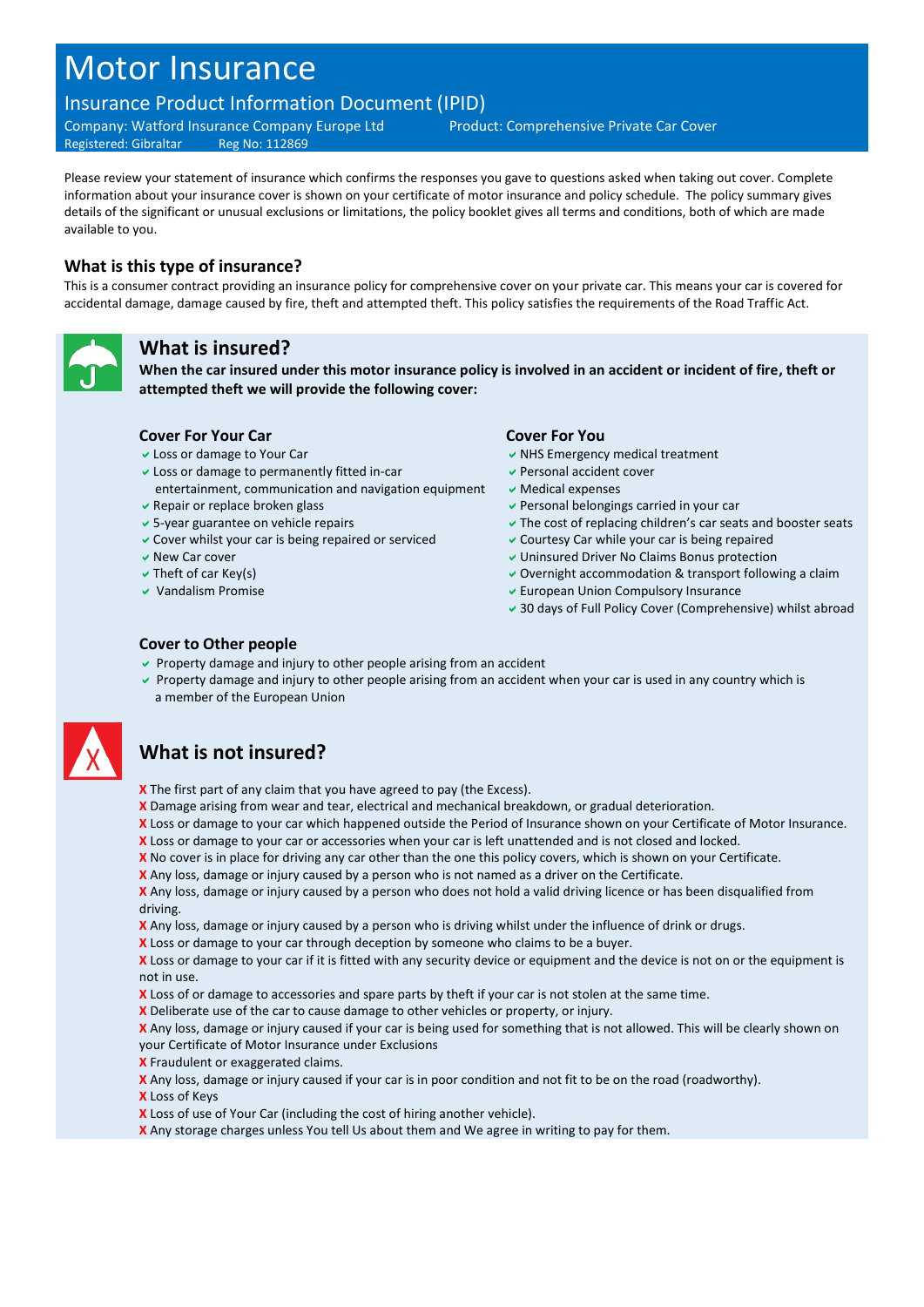# Motor Insurance

## Insurance Product Information Document (IPID)

Company: Watford Insurance Company Europe Ltd
Registered: Gibraltar Reg No: 112869

Product: Comprehensive Private Car Cover

Please review your statement of insurance which confirms the responses you gave to questions asked when taking out cover. Complete information about your insurance cover is shown on your certificate of motor insurance and policy schedule. The policy summary gives details of the significant or unusual exclusions or limitations, the policy booklet gives all terms and conditions, both of which are made available to you.

### What is this type of insurance?

This is a consumer contract providing an insurance policy for comprehensive cover on your private car. This means your car is covered for accidental damage, damage caused by fire, theft and attempted theft. This policy satisfies the requirements of the Road Traffic Act.

## What is insured?

**When the car insured under this motor insurance policy is involved in an accident or incident of fire, theft or attempted theft we will provide the following cover:**

### Cover For Your Car

- ✔ Loss or damage to Your Car
- ✔ Loss or damage to permanently fitted in-car entertainment, communication and navigation equipment
- ✔ Repair or replace broken glass
- ✔ 5-year guarantee on vehicle repairs
- ✔ Cover whilst your car is being repaired or serviced
- ✔ New Car cover
- ✔ Theft of car Key(s)
- ✔ Vandalism Promise

### Cover For You

- ✔ NHS Emergency medical treatment
- ✔ Personal accident cover
- ✔ Medical expenses
- ✔ Personal belongings carried in your car
- ✔ The cost of replacing children's car seats and booster seats
- ✔ Courtesy Car while your car is being repaired
- ✔ Uninsured Driver No Claims Bonus protection
- ✔ Overnight accommodation & transport following a claim
- ✔ European Union Compulsory Insurance
- ✔ 30 days of Full Policy Cover (Comprehensive) whilst abroad

### Cover to Other people

- ✔ Property damage and injury to other people arising from an accident
- ✔ Property damage and injury to other people arising from an accident when your car is used in any country which is a member of the European Union

## What is not insured?

- X The first part of any claim that you have agreed to pay (the Excess).
- X Damage arising from wear and tear, electrical and mechanical breakdown, or gradual deterioration.
- X Loss or damage to your car which happened outside the Period of Insurance shown on your Certificate of Motor Insurance.
- X Loss or damage to your car or accessories when your car is left unattended and is not closed and locked.
- X No cover is in place for driving any car other than the one this policy covers, which is shown on your Certificate.
- X Any loss, damage or injury caused by a person who is not named as a driver on the Certificate.
- X Any loss, damage or injury caused by a person who does not hold a valid driving licence or has been disqualified from driving.
- X Any loss, damage or injury caused by a person who is driving whilst under the influence of drink or drugs.
- X Loss or damage to your car through deception by someone who claims to be a buyer.
- X Loss or damage to your car if it is fitted with any security device or equipment and the device is not on or the equipment is not in use.
- X Loss of or damage to accessories and spare parts by theft if your car is not stolen at the same time.
- X Deliberate use of the car to cause damage to other vehicles or property, or injury.
- X Any loss, damage or injury caused if your car is being used for something that is not allowed. This will be clearly shown on your Certificate of Motor Insurance under Exclusions
- X Fraudulent or exaggerated claims.
- X Any loss, damage or injury caused if your car is in poor condition and not fit to be on the road (roadworthy).
- X Loss of Keys
- X Loss of use of Your Car (including the cost of hiring another vehicle).
- X Any storage charges unless You tell Us about them and We agree in writing to pay for them.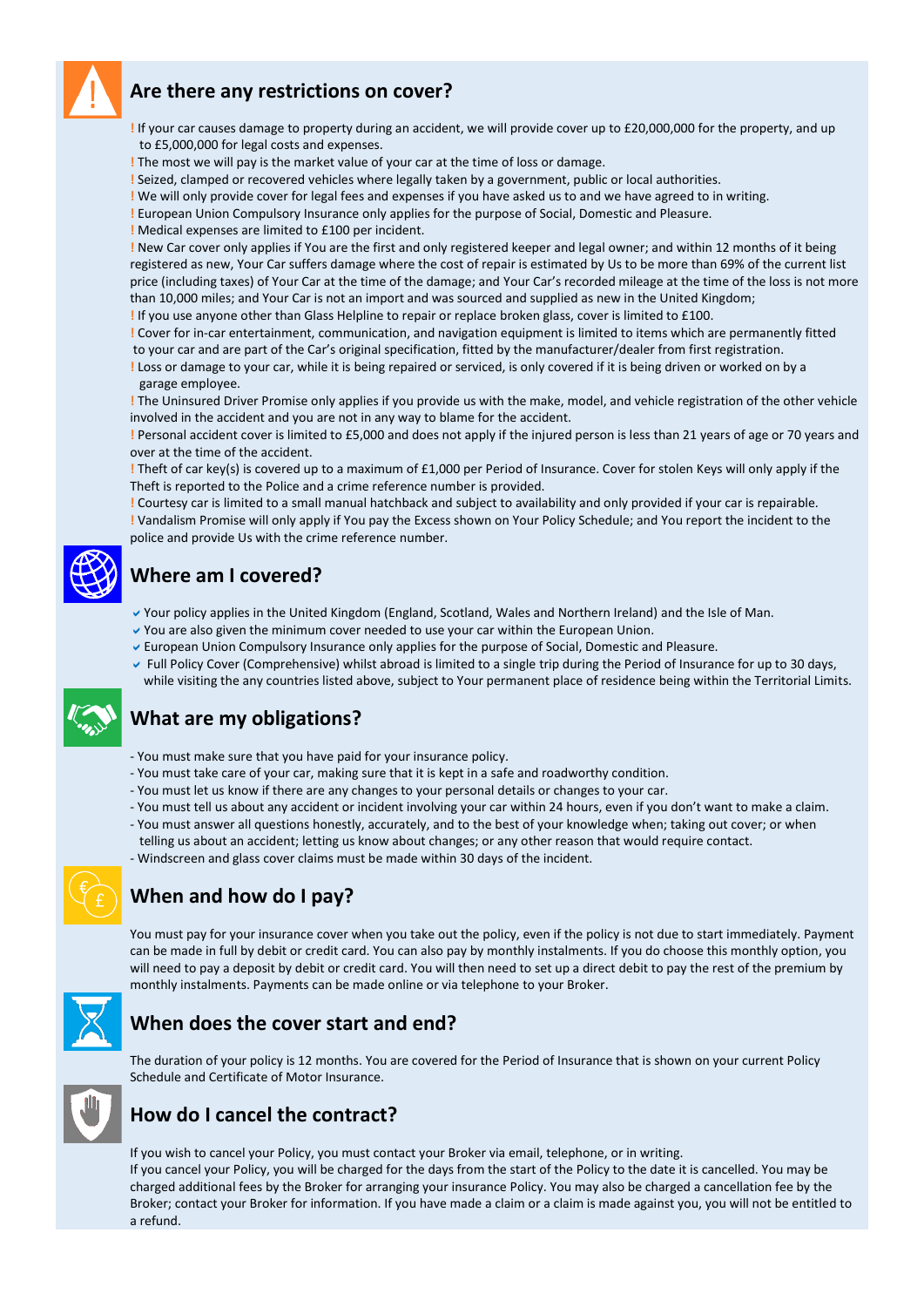## Are there any restrictions on cover?

! If your car causes damage to property during an accident, we will provide cover up to £20,000,000 for the property, and up to £5,000,000 for legal costs and expenses.

! The most we will pay is the market value of your car at the time of loss or damage.

! Seized, clamped or recovered vehicles where legally taken by a government, public or local authorities.

! We will only provide cover for legal fees and expenses if you have asked us to and we have agreed to in writing.

! European Union Compulsory Insurance only applies for the purpose of Social, Domestic and Pleasure.

! Medical expenses are limited to £100 per incident.

! New Car cover only applies if You are the first and only registered keeper and legal owner; and within 12 months of it being registered as new, Your Car suffers damage where the cost of repair is estimated by Us to be more than 69% of the current list price (including taxes) of Your Car at the time of the damage; and Your Car's recorded mileage at the time of the loss is not more than 10,000 miles; and Your Car is not an import and was sourced and supplied as new in the United Kingdom;

! If you use anyone other than Glass Helpline to repair or replace broken glass, cover is limited to £100.

! Cover for in-car entertainment, communication, and navigation equipment is limited to items which are permanently fitted to your car and are part of the Car's original specification, fitted by the manufacturer/dealer from first registration.

! Loss or damage to your car, while it is being repaired or serviced, is only covered if it is being driven or worked on by a garage employee.

! The Uninsured Driver Promise only applies if you provide us with the make, model, and vehicle registration of the other vehicle involved in the accident and you are not in any way to blame for the accident.

! Personal accident cover is limited to £5,000 and does not apply if the injured person is less than 21 years of age or 70 years and over at the time of the accident.

! Theft of car key(s) is covered up to a maximum of £1,000 per Period of Insurance. Cover for stolen Keys will only apply if the Theft is reported to the Police and a crime reference number is provided.

! Courtesy car is limited to a small manual hatchback and subject to availability and only provided if your car is repairable.

! Vandalism Promise will only apply if You pay the Excess shown on Your Policy Schedule; and You report the incident to the police and provide Us with the crime reference number.

## Where am I covered?

- ✔ Your policy applies in the United Kingdom (England, Scotland, Wales and Northern Ireland) and the Isle of Man.
- ✔ You are also given the minimum cover needed to use your car within the European Union.
- ✔ European Union Compulsory Insurance only applies for the purpose of Social, Domestic and Pleasure.
- ✔ Full Policy Cover (Comprehensive) whilst abroad is limited to a single trip during the Period of Insurance for up to 30 days, while visiting the any countries listed above, subject to Your permanent place of residence being within the Territorial Limits.

## What are my obligations?

- You must make sure that you have paid for your insurance policy.
- You must take care of your car, making sure that it is kept in a safe and roadworthy condition.
- You must let us know if there are any changes to your personal details or changes to your car.
- You must tell us about any accident or incident involving your car within 24 hours, even if you don't want to make a claim.
- You must answer all questions honestly, accurately, and to the best of your knowledge when; taking out cover; or when telling us about an accident; letting us know about changes; or any other reason that would require contact.
- Windscreen and glass cover claims must be made within 30 days of the incident.

## When and how do I pay?

You must pay for your insurance cover when you take out the policy, even if the policy is not due to start immediately. Payment can be made in full by debit or credit card. You can also pay by monthly instalments. If you do choose this monthly option, you will need to pay a deposit by debit or credit card. You will then need to set up a direct debit to pay the rest of the premium by monthly instalments. Payments can be made online or via telephone to your Broker.

## When does the cover start and end?

The duration of your policy is 12 months. You are covered for the Period of Insurance that is shown on your current Policy Schedule and Certificate of Motor Insurance.

## How do I cancel the contract?

If you wish to cancel your Policy, you must contact your Broker via email, telephone, or in writing.
If you cancel your Policy, you will be charged for the days from the start of the Policy to the date it is cancelled. You may be charged additional fees by the Broker for arranging your insurance Policy. You may also be charged a cancellation fee by the Broker; contact your Broker for information. If you have made a claim or a claim is made against you, you will not be entitled to a refund.